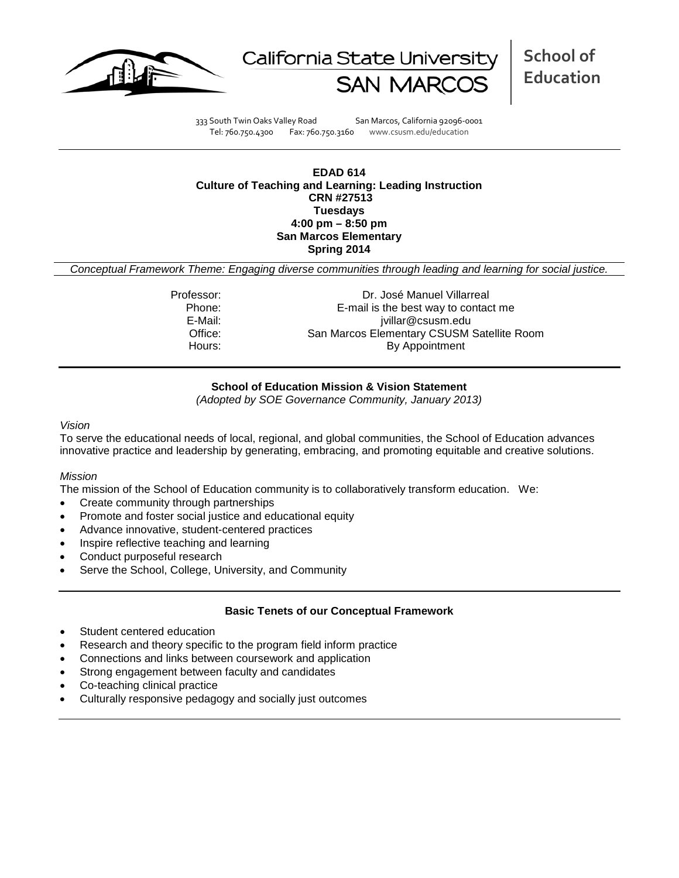California State University SAN MARCOS

**School of Education**

333 South Twin Oaks Valley Road San Marcos, California 92096-0001
Tel: 760.750.4300 Fax: 760.750.3160 www.csusm.edu/education

**EDAD 614**
**Culture of Teaching and Learning: Leading Instruction**
**CRN #27513**
**Tuesdays**
**4:00 pm – 8:50 pm**
**San Marcos Elementary**
**Spring 2014**

*Conceptual Framework Theme: Engaging diverse communities through leading and learning for social justice.*

| | |
|---|---|
| Professor: | Dr. José Manuel Villarreal |
| Phone: | E-mail is the best way to contact me |
| E-Mail: | jvillar@csusm.edu |
| Office: | San Marcos Elementary CSUSM Satellite Room |
| Hours: | By Appointment |

**School of Education Mission & Vision Statement**
*(Adopted by SOE Governance Community, January 2013)*

*Vision*
To serve the educational needs of local, regional, and global communities, the School of Education advances innovative practice and leadership by generating, embracing, and promoting equitable and creative solutions.

*Mission*
The mission of the School of Education community is to collaboratively transform education. We:

- Create community through partnerships
- Promote and foster social justice and educational equity
- Advance innovative, student-centered practices
- Inspire reflective teaching and learning
- Conduct purposeful research
- Serve the School, College, University, and Community

**Basic Tenets of our Conceptual Framework**

- Student centered education
- Research and theory specific to the program field inform practice
- Connections and links between coursework and application
- Strong engagement between faculty and candidates
- Co-teaching clinical practice
- Culturally responsive pedagogy and socially just outcomes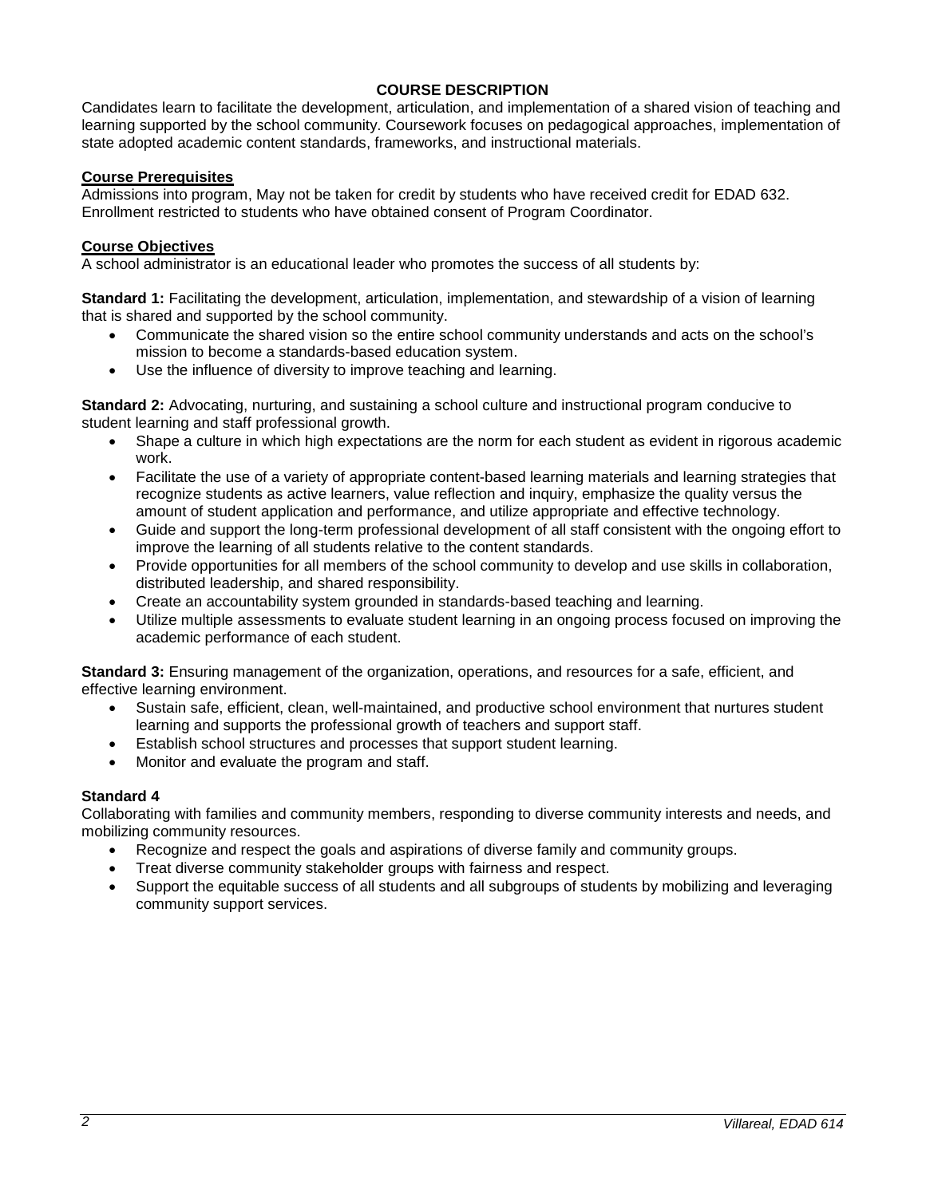## COURSE DESCRIPTION

Candidates learn to facilitate the development, articulation, and implementation of a shared vision of teaching and learning supported by the school community. Coursework focuses on pedagogical approaches, implementation of state adopted academic content standards, frameworks, and instructional materials.

### Course Prerequisites

Admissions into program, May not be taken for credit by students who have received credit for EDAD 632. Enrollment restricted to students who have obtained consent of Program Coordinator.

### Course Objectives

A school administrator is an educational leader who promotes the success of all students by:

**Standard 1:** Facilitating the development, articulation, implementation, and stewardship of a vision of learning that is shared and supported by the school community.

- Communicate the shared vision so the entire school community understands and acts on the school's mission to become a standards-based education system.
- Use the influence of diversity to improve teaching and learning.

**Standard 2:** Advocating, nurturing, and sustaining a school culture and instructional program conducive to student learning and staff professional growth.

- Shape a culture in which high expectations are the norm for each student as evident in rigorous academic work.
- Facilitate the use of a variety of appropriate content-based learning materials and learning strategies that recognize students as active learners, value reflection and inquiry, emphasize the quality versus the amount of student application and performance, and utilize appropriate and effective technology.
- Guide and support the long-term professional development of all staff consistent with the ongoing effort to improve the learning of all students relative to the content standards.
- Provide opportunities for all members of the school community to develop and use skills in collaboration, distributed leadership, and shared responsibility.
- Create an accountability system grounded in standards-based teaching and learning.
- Utilize multiple assessments to evaluate student learning in an ongoing process focused on improving the academic performance of each student.

**Standard 3:** Ensuring management of the organization, operations, and resources for a safe, efficient, and effective learning environment.

- Sustain safe, efficient, clean, well-maintained, and productive school environment that nurtures student learning and supports the professional growth of teachers and support staff.
- Establish school structures and processes that support student learning.
- Monitor and evaluate the program and staff.

**Standard 4**

Collaborating with families and community members, responding to diverse community interests and needs, and mobilizing community resources.

- Recognize and respect the goals and aspirations of diverse family and community groups.
- Treat diverse community stakeholder groups with fairness and respect.
- Support the equitable success of all students and all subgroups of students by mobilizing and leveraging community support services.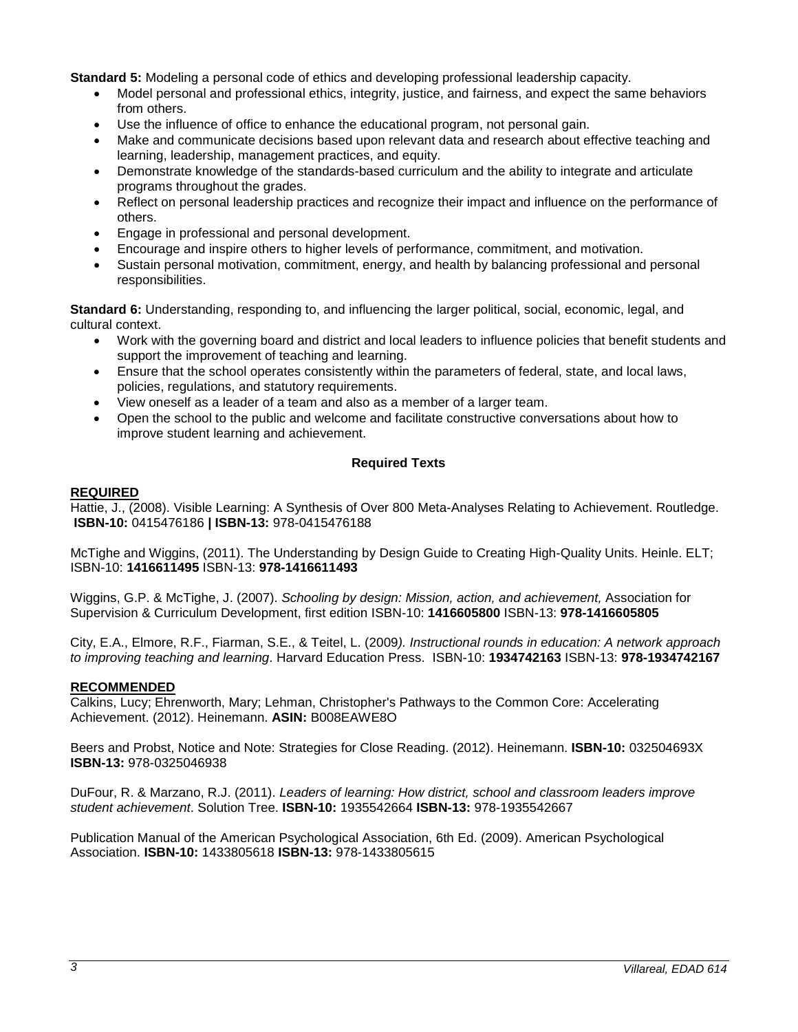**Standard 5:** Modeling a personal code of ethics and developing professional leadership capacity.

- Model personal and professional ethics, integrity, justice, and fairness, and expect the same behaviors from others.
- Use the influence of office to enhance the educational program, not personal gain.
- Make and communicate decisions based upon relevant data and research about effective teaching and learning, leadership, management practices, and equity.
- Demonstrate knowledge of the standards-based curriculum and the ability to integrate and articulate programs throughout the grades.
- Reflect on personal leadership practices and recognize their impact and influence on the performance of others.
- Engage in professional and personal development.
- Encourage and inspire others to higher levels of performance, commitment, and motivation.
- Sustain personal motivation, commitment, energy, and health by balancing professional and personal responsibilities.

**Standard 6:** Understanding, responding to, and influencing the larger political, social, economic, legal, and cultural context.

- Work with the governing board and district and local leaders to influence policies that benefit students and support the improvement of teaching and learning.
- Ensure that the school operates consistently within the parameters of federal, state, and local laws, policies, regulations, and statutory requirements.
- View oneself as a leader of a team and also as a member of a larger team.
- Open the school to the public and welcome and facilitate constructive conversations about how to improve student learning and achievement.

## Required Texts

**REQUIRED**

Hattie, J., (2008). Visible Learning: A Synthesis of Over 800 Meta-Analyses Relating to Achievement. Routledge. **ISBN-10:** 0415476186 **| ISBN-13:** 978-0415476188

McTighe and Wiggins, (2011). The Understanding by Design Guide to Creating High-Quality Units. Heinle. ELT; ISBN-10: **1416611495** ISBN-13: **978-1416611493**

Wiggins, G.P. & McTighe, J. (2007). *Schooling by design: Mission, action, and achievement,* Association for Supervision & Curriculum Development, first edition ISBN-10: **1416605800** ISBN-13: **978-1416605805**

City, E.A., Elmore, R.F., Fiarman, S.E., & Teitel, L. (2009*). Instructional rounds in education: A network approach to improving teaching and learning*. Harvard Education Press. ISBN-10: **1934742163** ISBN-13: **978-1934742167**

**RECOMMENDED**

Calkins, Lucy; Ehrenworth, Mary; Lehman, Christopher's Pathways to the Common Core: Accelerating Achievement. (2012). Heinemann. **ASIN:** B008EAWE8O

Beers and Probst, Notice and Note: Strategies for Close Reading. (2012). Heinemann. **ISBN-10:** 032504693X **ISBN-13:** 978-0325046938

DuFour, R. & Marzano, R.J. (2011). *Leaders of learning: How district, school and classroom leaders improve student achievement*. Solution Tree. **ISBN-10:** 1935542664 **ISBN-13:** 978-1935542667

Publication Manual of the American Psychological Association, 6th Ed. (2009). American Psychological Association. **ISBN-10:** 1433805618 **ISBN-13:** 978-1433805615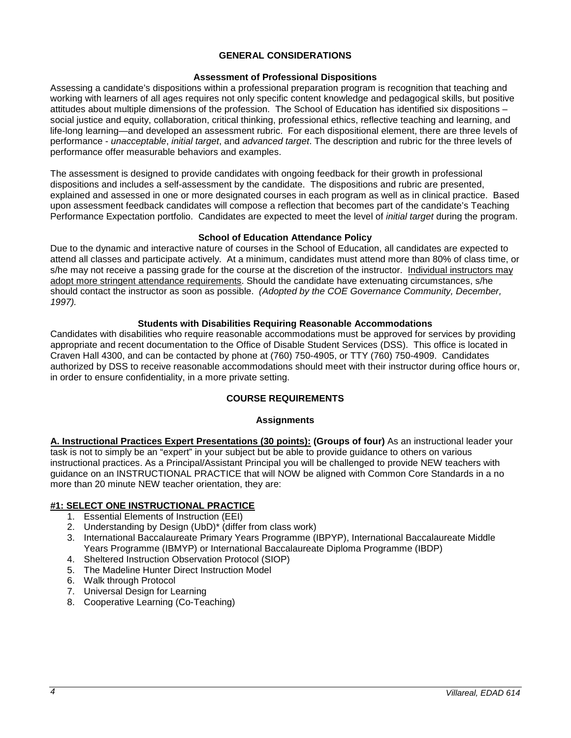## GENERAL CONSIDERATIONS

### Assessment of Professional Dispositions

Assessing a candidate's dispositions within a professional preparation program is recognition that teaching and working with learners of all ages requires not only specific content knowledge and pedagogical skills, but positive attitudes about multiple dimensions of the profession. The School of Education has identified six dispositions – social justice and equity, collaboration, critical thinking, professional ethics, reflective teaching and learning, and life-long learning—and developed an assessment rubric. For each dispositional element, there are three levels of performance - *unacceptable*, *initial target*, and *advanced target*. The description and rubric for the three levels of performance offer measurable behaviors and examples.

The assessment is designed to provide candidates with ongoing feedback for their growth in professional dispositions and includes a self-assessment by the candidate. The dispositions and rubric are presented, explained and assessed in one or more designated courses in each program as well as in clinical practice. Based upon assessment feedback candidates will compose a reflection that becomes part of the candidate's Teaching Performance Expectation portfolio. Candidates are expected to meet the level of *initial target* during the program.

### School of Education Attendance Policy

Due to the dynamic and interactive nature of courses in the School of Education, all candidates are expected to attend all classes and participate actively. At a minimum, candidates must attend more than 80% of class time, or s/he may not receive a passing grade for the course at the discretion of the instructor. Individual instructors may adopt more stringent attendance requirements. Should the candidate have extenuating circumstances, s/he should contact the instructor as soon as possible. *(Adopted by the COE Governance Community, December, 1997).*

### Students with Disabilities Requiring Reasonable Accommodations

Candidates with disabilities who require reasonable accommodations must be approved for services by providing appropriate and recent documentation to the Office of Disable Student Services (DSS). This office is located in Craven Hall 4300, and can be contacted by phone at (760) 750-4905, or TTY (760) 750-4909. Candidates authorized by DSS to receive reasonable accommodations should meet with their instructor during office hours or, in order to ensure confidentiality, in a more private setting.

## COURSE REQUIREMENTS

### Assignments

**A. Instructional Practices Expert Presentations (30 points): (Groups of four)** As an instructional leader your task is not to simply be an "expert" in your subject but be able to provide guidance to others on various instructional practices. As a Principal/Assistant Principal you will be challenged to provide NEW teachers with guidance on an INSTRUCTIONAL PRACTICE that will NOW be aligned with Common Core Standards in a no more than 20 minute NEW teacher orientation, they are:

**#1: SELECT ONE INSTRUCTIONAL PRACTICE**

1. Essential Elements of Instruction (EEI)
2. Understanding by Design (UbD)* (differ from class work)
3. International Baccalaureate Primary Years Programme (IBPYP), International Baccalaureate Middle Years Programme (IBMYP) or International Baccalaureate Diploma Programme (IBDP)
4. Sheltered Instruction Observation Protocol (SIOP)
5. The Madeline Hunter Direct Instruction Model
6. Walk through Protocol
7. Universal Design for Learning
8. Cooperative Learning (Co-Teaching)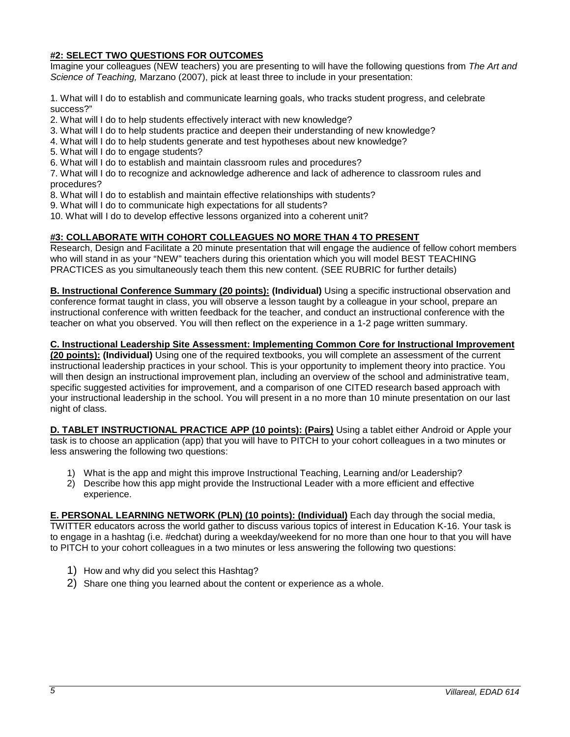**#2: SELECT TWO QUESTIONS FOR OUTCOMES**

Imagine your colleagues (NEW teachers) you are presenting to will have the following questions from *The Art and Science of Teaching,* Marzano (2007), pick at least three to include in your presentation:

1. What will I do to establish and communicate learning goals, who tracks student progress, and celebrate success?"
2. What will I do to help students effectively interact with new knowledge?
3. What will I do to help students practice and deepen their understanding of new knowledge?
4. What will I do to help students generate and test hypotheses about new knowledge?
5. What will I do to engage students?
6. What will I do to establish and maintain classroom rules and procedures?
7. What will I do to recognize and acknowledge adherence and lack of adherence to classroom rules and procedures?
8. What will I do to establish and maintain effective relationships with students?
9. What will I do to communicate high expectations for all students?
10. What will I do to develop effective lessons organized into a coherent unit?

**#3: COLLABORATE WITH COHORT COLLEAGUES NO MORE THAN 4 TO PRESENT**

Research, Design and Facilitate a 20 minute presentation that will engage the audience of fellow cohort members who will stand in as your "NEW" teachers during this orientation which you will model BEST TEACHING PRACTICES as you simultaneously teach them this new content. (SEE RUBRIC for further details)

**B. Instructional Conference Summary (20 points): (Individual)** Using a specific instructional observation and conference format taught in class, you will observe a lesson taught by a colleague in your school, prepare an instructional conference with written feedback for the teacher, and conduct an instructional conference with the teacher on what you observed. You will then reflect on the experience in a 1-2 page written summary.

**C. Instructional Leadership Site Assessment: Implementing Common Core for Instructional Improvement (20 points): (Individual)** Using one of the required textbooks, you will complete an assessment of the current instructional leadership practices in your school. This is your opportunity to implement theory into practice. You will then design an instructional improvement plan, including an overview of the school and administrative team, specific suggested activities for improvement, and a comparison of one CITED research based approach with your instructional leadership in the school. You will present in a no more than 10 minute presentation on our last night of class.

**D. TABLET INSTRUCTIONAL PRACTICE APP (10 points): (Pairs)** Using a tablet either Android or Apple your task is to choose an application (app) that you will have to PITCH to your cohort colleagues in a two minutes or less answering the following two questions:

1) What is the app and might this improve Instructional Teaching, Learning and/or Leadership?
2) Describe how this app might provide the Instructional Leader with a more efficient and effective experience.

**E. PERSONAL LEARNING NETWORK (PLN) (10 points): (Individual)** Each day through the social media, TWITTER educators across the world gather to discuss various topics of interest in Education K-16. Your task is to engage in a hashtag (i.e. #edchat) during a weekday/weekend for no more than one hour to that you will have to PITCH to your cohort colleagues in a two minutes or less answering the following two questions:

1) How and why did you select this Hashtag?
2) Share one thing you learned about the content or experience as a whole.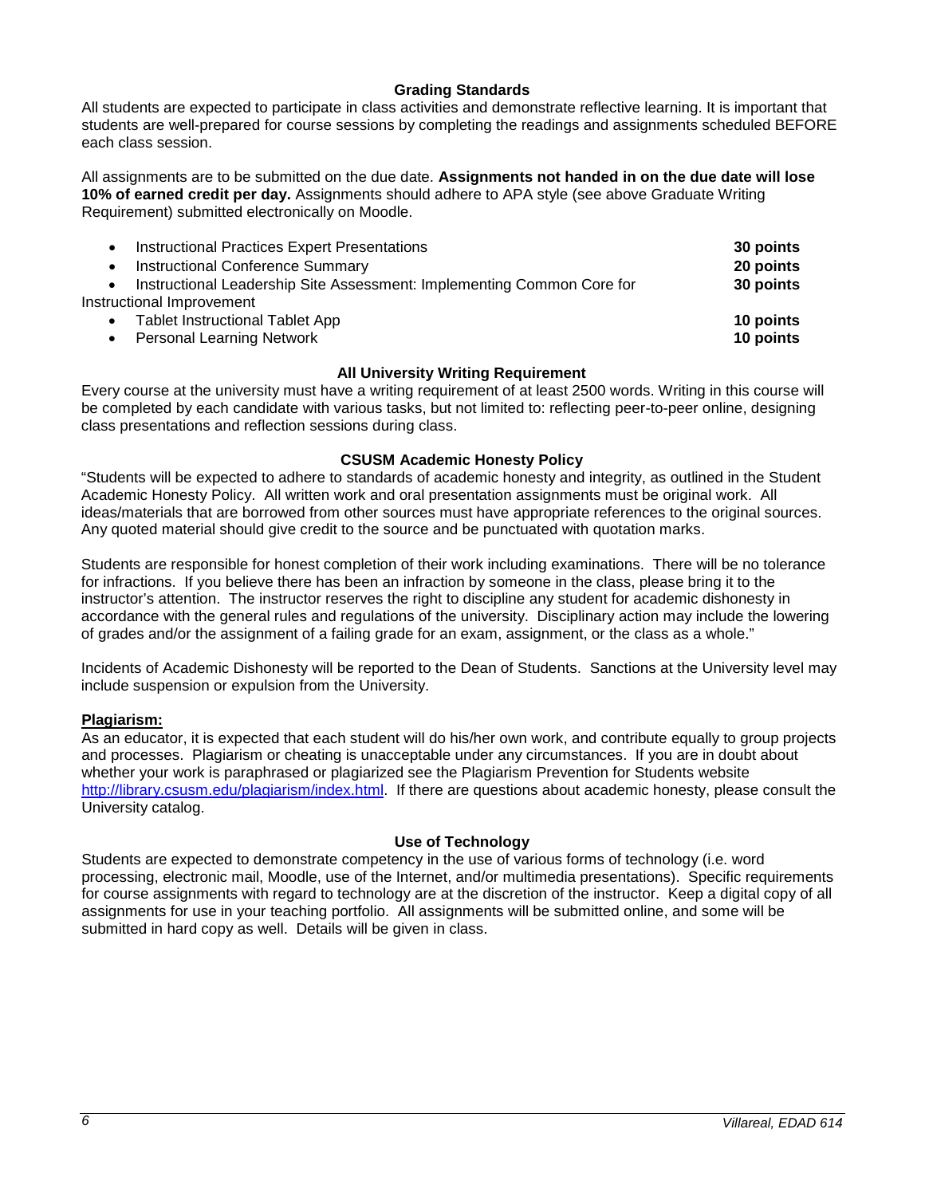### Grading Standards

All students are expected to participate in class activities and demonstrate reflective learning. It is important that students are well-prepared for course sessions by completing the readings and assignments scheduled BEFORE each class session.

All assignments are to be submitted on the due date. **Assignments not handed in on the due date will lose 10% of earned credit per day.** Assignments should adhere to APA style (see above Graduate Writing Requirement) submitted electronically on Moodle.

- Instructional Practices Expert Presentations **30 points**
- Instructional Conference Summary **20 points**
- Instructional Leadership Site Assessment: Implementing Common Core for Instructional Improvement **30 points**
- Tablet Instructional Tablet App **10 points**
- Personal Learning Network **10 points**

### All University Writing Requirement

Every course at the university must have a writing requirement of at least 2500 words. Writing in this course will be completed by each candidate with various tasks, but not limited to: reflecting peer-to-peer online, designing class presentations and reflection sessions during class.

### CSUSM Academic Honesty Policy

"Students will be expected to adhere to standards of academic honesty and integrity, as outlined in the Student Academic Honesty Policy. All written work and oral presentation assignments must be original work. All ideas/materials that are borrowed from other sources must have appropriate references to the original sources. Any quoted material should give credit to the source and be punctuated with quotation marks.

Students are responsible for honest completion of their work including examinations. There will be no tolerance for infractions. If you believe there has been an infraction by someone in the class, please bring it to the instructor's attention. The instructor reserves the right to discipline any student for academic dishonesty in accordance with the general rules and regulations of the university. Disciplinary action may include the lowering of grades and/or the assignment of a failing grade for an exam, assignment, or the class as a whole."

Incidents of Academic Dishonesty will be reported to the Dean of Students. Sanctions at the University level may include suspension or expulsion from the University.

**Plagiarism:**

As an educator, it is expected that each student will do his/her own work, and contribute equally to group projects and processes. Plagiarism or cheating is unacceptable under any circumstances. If you are in doubt about whether your work is paraphrased or plagiarized see the Plagiarism Prevention for Students website http://library.csusm.edu/plagiarism/index.html. If there are questions about academic honesty, please consult the University catalog.

### Use of Technology

Students are expected to demonstrate competency in the use of various forms of technology (i.e. word processing, electronic mail, Moodle, use of the Internet, and/or multimedia presentations). Specific requirements for course assignments with regard to technology are at the discretion of the instructor. Keep a digital copy of all assignments for use in your teaching portfolio. All assignments will be submitted online, and some will be submitted in hard copy as well. Details will be given in class.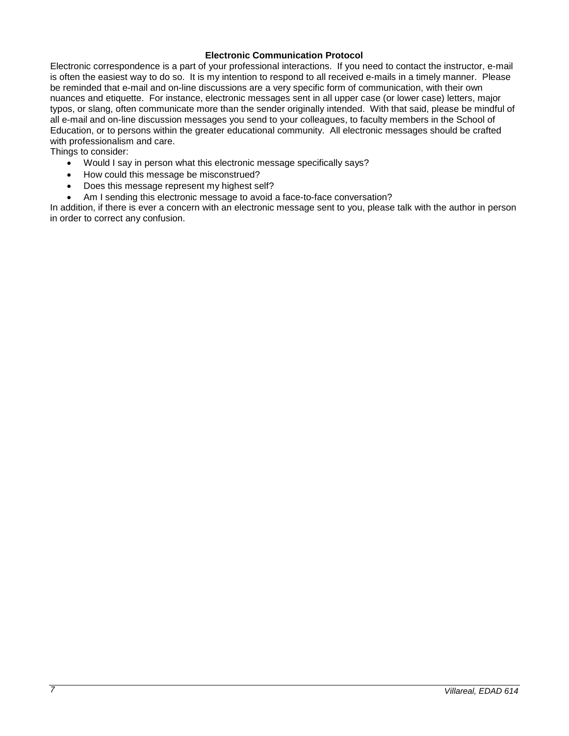**Electronic Communication Protocol**

Electronic correspondence is a part of your professional interactions. If you need to contact the instructor, e-mail is often the easiest way to do so. It is my intention to respond to all received e-mails in a timely manner. Please be reminded that e-mail and on-line discussions are a very specific form of communication, with their own nuances and etiquette. For instance, electronic messages sent in all upper case (or lower case) letters, major typos, or slang, often communicate more than the sender originally intended. With that said, please be mindful of all e-mail and on-line discussion messages you send to your colleagues, to faculty members in the School of Education, or to persons within the greater educational community. All electronic messages should be crafted with professionalism and care.

Things to consider:

- Would I say in person what this electronic message specifically says?
- How could this message be misconstrued?
- Does this message represent my highest self?
- Am I sending this electronic message to avoid a face-to-face conversation?

In addition, if there is ever a concern with an electronic message sent to you, please talk with the author in person in order to correct any confusion.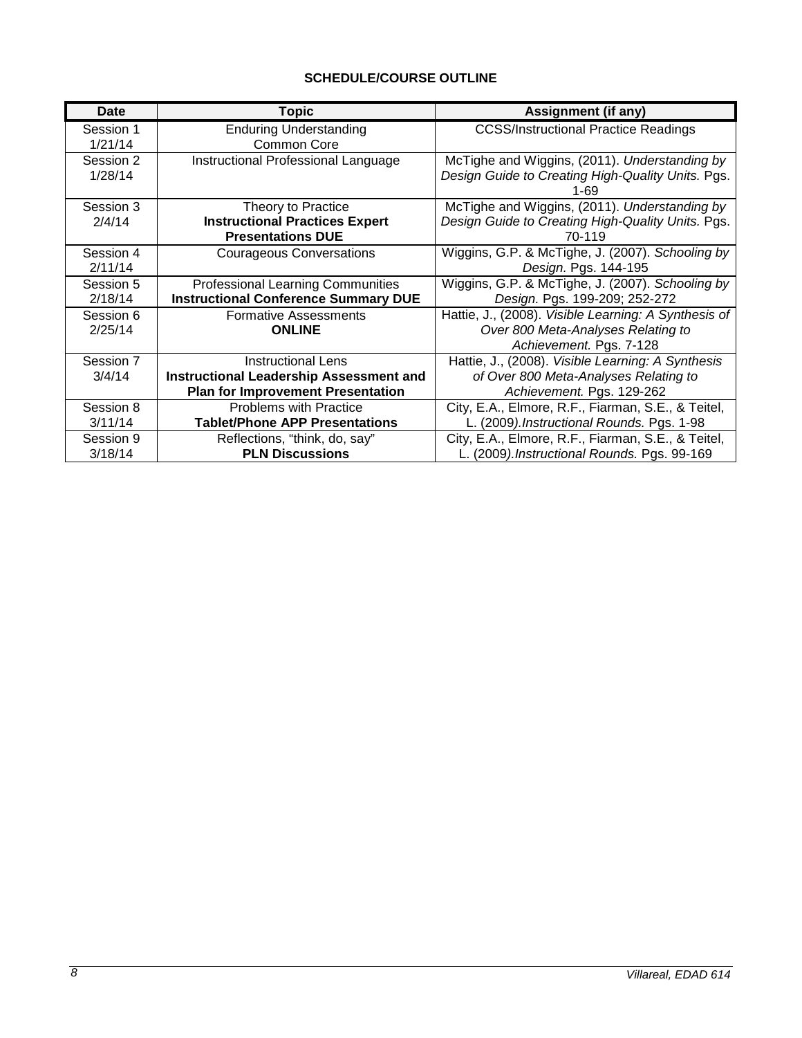**SCHEDULE/COURSE OUTLINE**

| Date | Topic | Assignment (if any) |
| --- | --- | --- |
| Session 1 1/21/14 | Enduring Understanding Common Core | CCSS/Instructional Practice Readings |
| Session 2 1/28/14 | Instructional Professional Language | McTighe and Wiggins, (2011). *Understanding by Design Guide to Creating High-Quality Units.* Pgs. 1-69 |
| Session 3 2/4/14 | Theory to Practice **Instructional Practices Expert Presentations DUE** | McTighe and Wiggins, (2011). *Understanding by Design Guide to Creating High-Quality Units.* Pgs. 70-119 |
| Session 4 2/11/14 | Courageous Conversations | Wiggins, G.P. & McTighe, J. (2007). *Schooling by Design.* Pgs. 144-195 |
| Session 5 2/18/14 | Professional Learning Communities **Instructional Conference Summary DUE** | Wiggins, G.P. & McTighe, J. (2007). *Schooling by Design.* Pgs. 199-209; 252-272 |
| Session 6 2/25/14 | Formative Assessments **ONLINE** | Hattie, J., (2008). *Visible Learning: A Synthesis of Over 800 Meta-Analyses Relating to Achievement.* Pgs. 7-128 |
| Session 7 3/4/14 | Instructional Lens **Instructional Leadership Assessment and Plan for Improvement Presentation** | Hattie, J., (2008). *Visible Learning: A Synthesis of Over 800 Meta-Analyses Relating to Achievement.* Pgs. 129-262 |
| Session 8 3/11/14 | Problems with Practice **Tablet/Phone APP Presentations** | City, E.A., Elmore, R.F., Fiarman, S.E., & Teitel, L. (2009). *Instructional Rounds.* Pgs. 1-98 |
| Session 9 3/18/14 | Reflections, "think, do, say" **PLN Discussions** | City, E.A., Elmore, R.F., Fiarman, S.E., & Teitel, L. (2009). *Instructional Rounds.* Pgs. 99-169 |